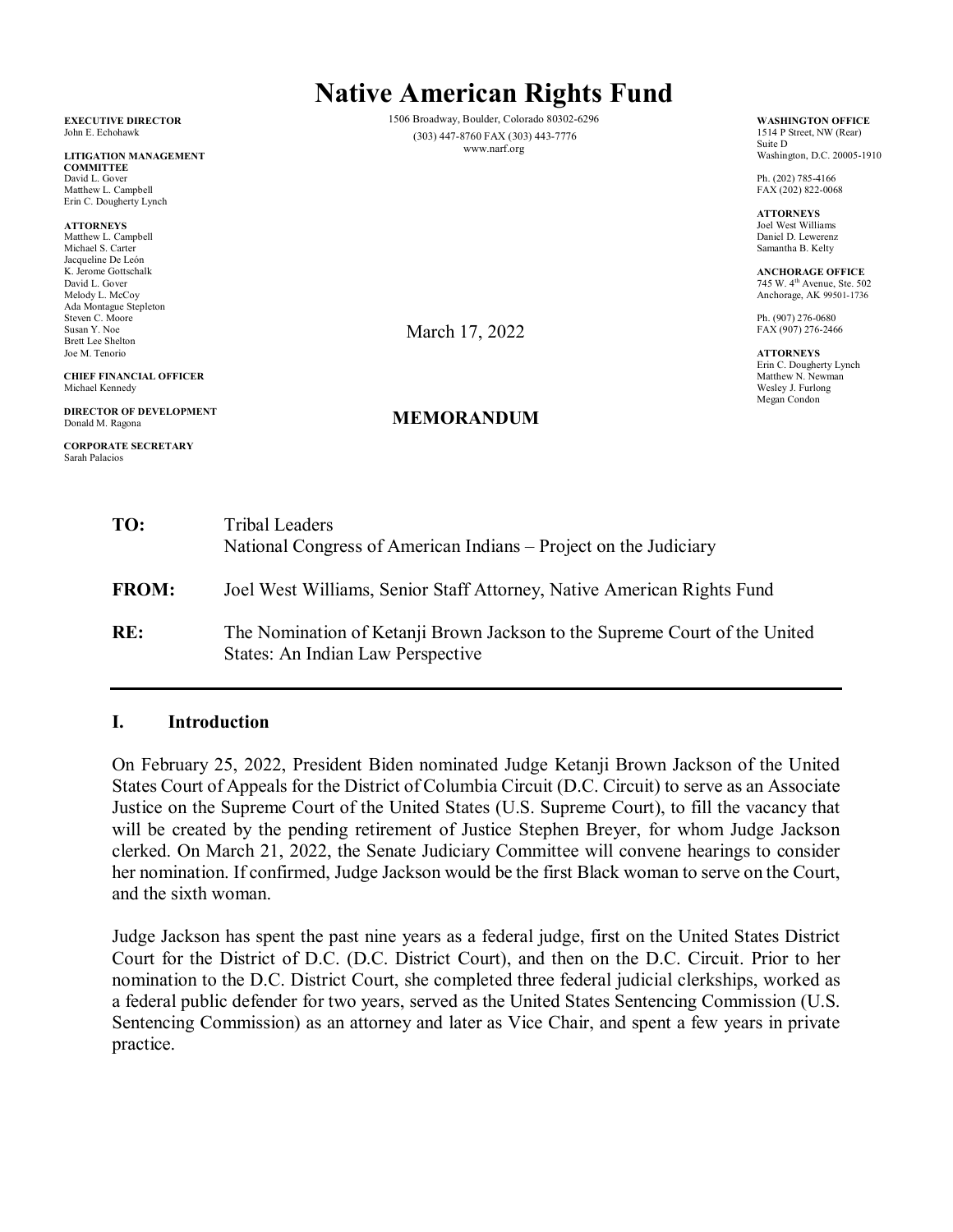# Native American Rights Fund

1506 Broadway, Boulder, Colorado 80302-6296
(303) 447-8760 FAX (303) 443-7776
www.narf.org

**EXECUTIVE DIRECTOR**
John E. Echohawk

**LITIGATION MANAGEMENT COMMITTEE**
David L. Gover
Matthew L. Campbell
Erin C. Dougherty Lynch

**ATTORNEYS**
Matthew L. Campbell
Michael S. Carter
Jacqueline De León
K. Jerome Gottschalk
David L. Gover
Melody L. McCoy
Ada Montague Stepleton
Steven C. Moore
Susan Y. Noe
Brett Lee Shelton
Joe M. Tenorio

**CHIEF FINANCIAL OFFICER**
Michael Kennedy

**DIRECTOR OF DEVELOPMENT**
Donald M. Ragona

**CORPORATE SECRETARY**
Sarah Palacios

**WASHINGTON OFFICE**
1514 P Street, NW (Rear)
Suite D
Washington, D.C. 20005-1910

Ph. (202) 785-4166
FAX (202) 822-0068

**ATTORNEYS**
Joel West Williams
Daniel D. Lewerenz
Samantha B. Kelty

**ANCHORAGE OFFICE**
745 W. 4th Avenue, Ste. 502
Anchorage, AK 99501-1736

Ph. (907) 276-0680
FAX (907) 276-2466

**ATTORNEYS**
Erin C. Dougherty Lynch
Matthew N. Newman
Wesley J. Furlong
Megan Condon

March 17, 2022

**MEMORANDUM**

**TO:** Tribal Leaders
National Congress of American Indians – Project on the Judiciary

**FROM:** Joel West Williams, Senior Staff Attorney, Native American Rights Fund

**RE:** The Nomination of Ketanji Brown Jackson to the Supreme Court of the United States: An Indian Law Perspective

---

## I. Introduction

On February 25, 2022, President Biden nominated Judge Ketanji Brown Jackson of the United States Court of Appeals for the District of Columbia Circuit (D.C. Circuit) to serve as an Associate Justice on the Supreme Court of the United States (U.S. Supreme Court), to fill the vacancy that will be created by the pending retirement of Justice Stephen Breyer, for whom Judge Jackson clerked. On March 21, 2022, the Senate Judiciary Committee will convene hearings to consider her nomination. If confirmed, Judge Jackson would be the first Black woman to serve on the Court, and the sixth woman.

Judge Jackson has spent the past nine years as a federal judge, first on the United States District Court for the District of D.C. (D.C. District Court), and then on the D.C. Circuit. Prior to her nomination to the D.C. District Court, she completed three federal judicial clerkships, worked as a federal public defender for two years, served as the United States Sentencing Commission (U.S. Sentencing Commission) as an attorney and later as Vice Chair, and spent a few years in private practice.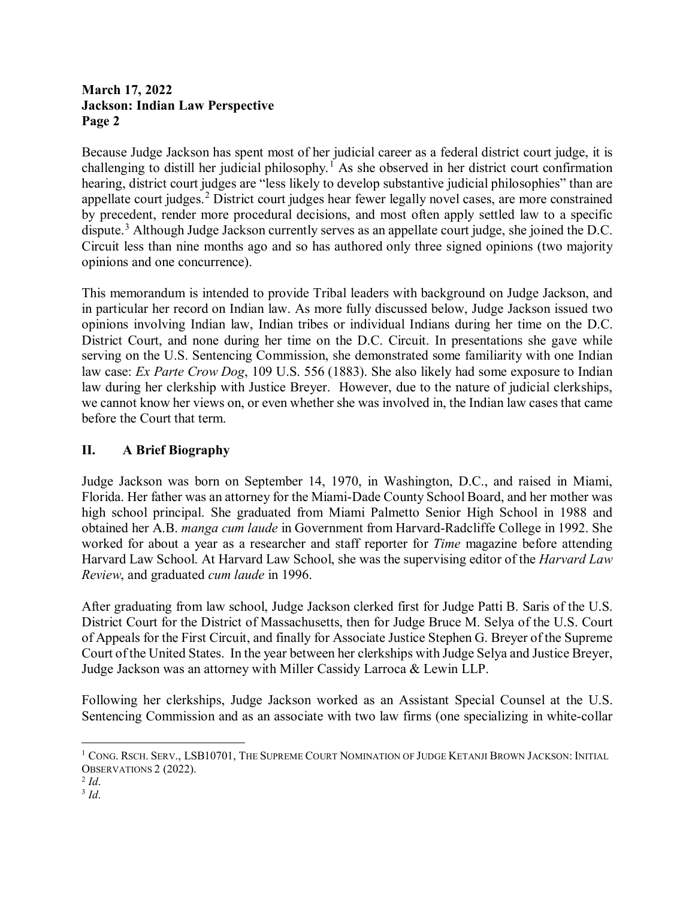Because Judge Jackson has spent most of her judicial career as a federal district court judge, it is challenging to distill her judicial philosophy.[1] As she observed in her district court confirmation hearing, district court judges are "less likely to develop substantive judicial philosophies" than are appellate court judges.[2] District court judges hear fewer legally novel cases, are more constrained by precedent, render more procedural decisions, and most often apply settled law to a specific dispute.[3] Although Judge Jackson currently serves as an appellate court judge, she joined the D.C. Circuit less than nine months ago and so has authored only three signed opinions (two majority opinions and one concurrence).

This memorandum is intended to provide Tribal leaders with background on Judge Jackson, and in particular her record on Indian law. As more fully discussed below, Judge Jackson issued two opinions involving Indian law, Indian tribes or individual Indians during her time on the D.C. District Court, and none during her time on the D.C. Circuit. In presentations she gave while serving on the U.S. Sentencing Commission, she demonstrated some familiarity with one Indian law case: *Ex Parte Crow Dog*, 109 U.S. 556 (1883). She also likely had some exposure to Indian law during her clerkship with Justice Breyer. However, due to the nature of judicial clerkships, we cannot know her views on, or even whether she was involved in, the Indian law cases that came before the Court that term.

## II. A Brief Biography

Judge Jackson was born on September 14, 1970, in Washington, D.C., and raised in Miami, Florida. Her father was an attorney for the Miami-Dade County School Board, and her mother was high school principal. She graduated from Miami Palmetto Senior High School in 1988 and obtained her A.B. *manga cum laude* in Government from Harvard-Radcliffe College in 1992. She worked for about a year as a researcher and staff reporter for *Time* magazine before attending Harvard Law School. At Harvard Law School, she was the supervising editor of the *Harvard Law Review*, and graduated *cum laude* in 1996.

After graduating from law school, Judge Jackson clerked first for Judge Patti B. Saris of the U.S. District Court for the District of Massachusetts, then for Judge Bruce M. Selya of the U.S. Court of Appeals for the First Circuit, and finally for Associate Justice Stephen G. Breyer of the Supreme Court of the United States. In the year between her clerkships with Judge Selya and Justice Breyer, Judge Jackson was an attorney with Miller Cassidy Larroca & Lewin LLP.

Following her clerkships, Judge Jackson worked as an Assistant Special Counsel at the U.S. Sentencing Commission and as an associate with two law firms (one specializing in white-collar

---

[1] CONG. RSCH. SERV., LSB10701, THE SUPREME COURT NOMINATION OF JUDGE KETANJI BROWN JACKSON: INITIAL OBSERVATIONS 2 (2022).

[2] *Id*.

[3] *Id*.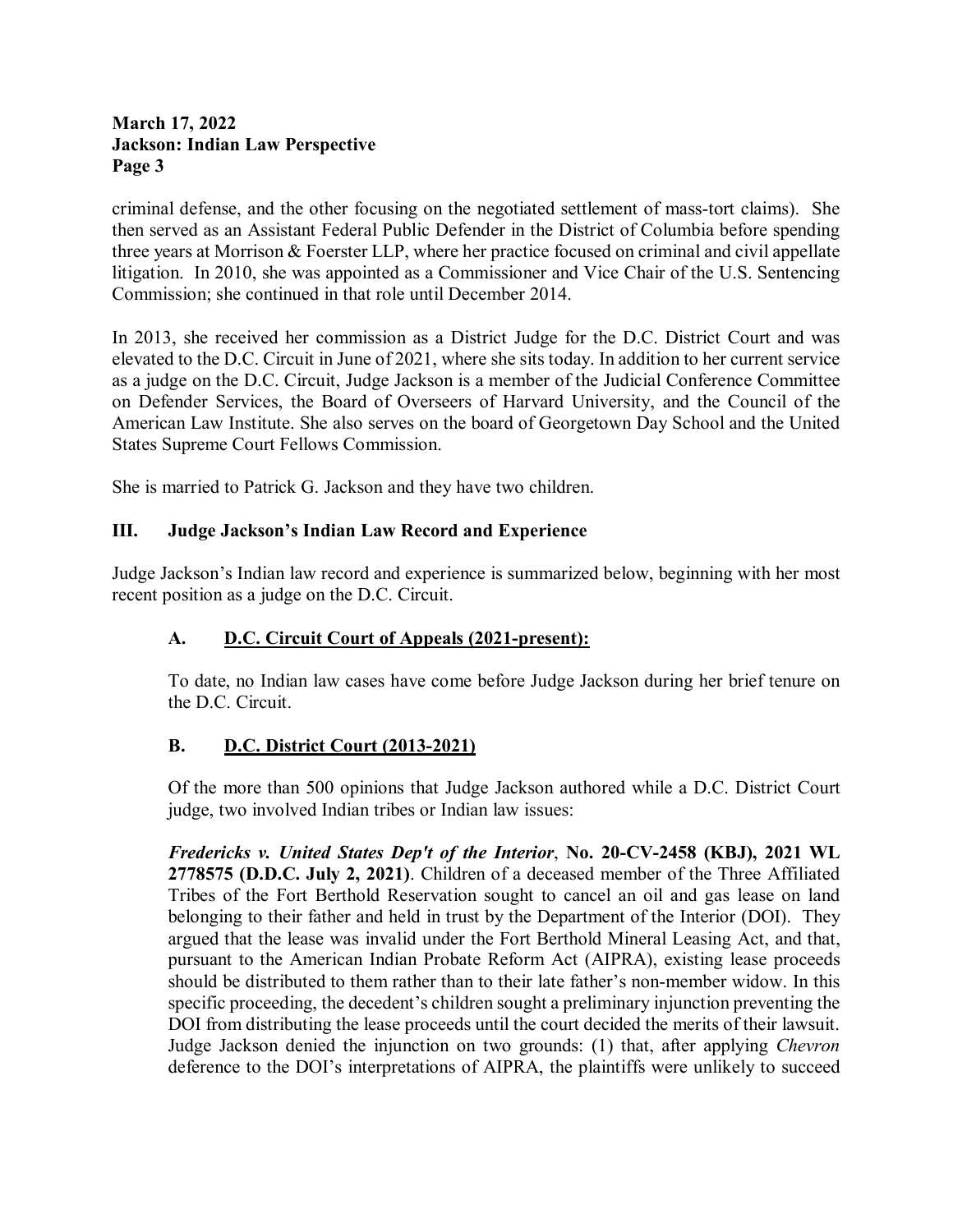criminal defense, and the other focusing on the negotiated settlement of mass-tort claims). She then served as an Assistant Federal Public Defender in the District of Columbia before spending three years at Morrison & Foerster LLP, where her practice focused on criminal and civil appellate litigation. In 2010, she was appointed as a Commissioner and Vice Chair of the U.S. Sentencing Commission; she continued in that role until December 2014.

In 2013, she received her commission as a District Judge for the D.C. District Court and was elevated to the D.C. Circuit in June of 2021, where she sits today. In addition to her current service as a judge on the D.C. Circuit, Judge Jackson is a member of the Judicial Conference Committee on Defender Services, the Board of Overseers of Harvard University, and the Council of the American Law Institute. She also serves on the board of Georgetown Day School and the United States Supreme Court Fellows Commission.

She is married to Patrick G. Jackson and they have two children.

## III. Judge Jackson's Indian Law Record and Experience

Judge Jackson's Indian law record and experience is summarized below, beginning with her most recent position as a judge on the D.C. Circuit.

### A. D.C. Circuit Court of Appeals (2021-present):

To date, no Indian law cases have come before Judge Jackson during her brief tenure on the D.C. Circuit.

### B. D.C. District Court (2013-2021)

Of the more than 500 opinions that Judge Jackson authored while a D.C. District Court judge, two involved Indian tribes or Indian law issues:

***Fredericks v. United States Dep't of the Interior*, No. 20-CV-2458 (KBJ), 2021 WL 2778575 (D.D.C. July 2, 2021)**. Children of a deceased member of the Three Affiliated Tribes of the Fort Berthold Reservation sought to cancel an oil and gas lease on land belonging to their father and held in trust by the Department of the Interior (DOI). They argued that the lease was invalid under the Fort Berthold Mineral Leasing Act, and that, pursuant to the American Indian Probate Reform Act (AIPRA), existing lease proceeds should be distributed to them rather than to their late father's non-member widow. In this specific proceeding, the decedent's children sought a preliminary injunction preventing the DOI from distributing the lease proceeds until the court decided the merits of their lawsuit. Judge Jackson denied the injunction on two grounds: (1) that, after applying *Chevron* deference to the DOI's interpretations of AIPRA, the plaintiffs were unlikely to succeed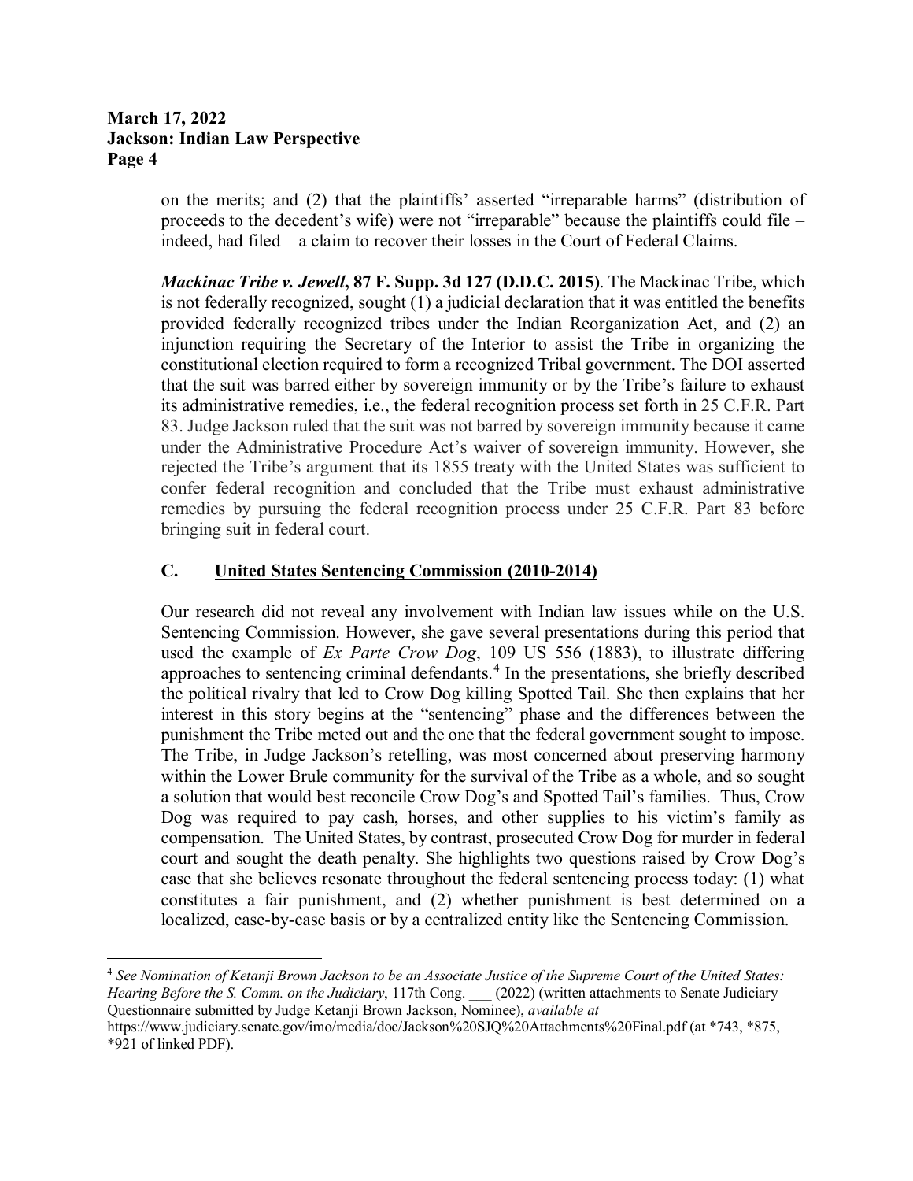on the merits; and (2) that the plaintiffs' asserted "irreparable harms" (distribution of proceeds to the decedent's wife) were not "irreparable" because the plaintiffs could file – indeed, had filed – a claim to recover their losses in the Court of Federal Claims.

***Mackinac Tribe v. Jewell*, 87 F. Supp. 3d 127 (D.D.C. 2015)**. The Mackinac Tribe, which is not federally recognized, sought (1) a judicial declaration that it was entitled the benefits provided federally recognized tribes under the Indian Reorganization Act, and (2) an injunction requiring the Secretary of the Interior to assist the Tribe in organizing the constitutional election required to form a recognized Tribal government. The DOI asserted that the suit was barred either by sovereign immunity or by the Tribe's failure to exhaust its administrative remedies, i.e., the federal recognition process set forth in 25 C.F.R. Part 83. Judge Jackson ruled that the suit was not barred by sovereign immunity because it came under the Administrative Procedure Act's waiver of sovereign immunity. However, she rejected the Tribe's argument that its 1855 treaty with the United States was sufficient to confer federal recognition and concluded that the Tribe must exhaust administrative remedies by pursuing the federal recognition process under 25 C.F.R. Part 83 before bringing suit in federal court.

## C. <u>United States Sentencing Commission (2010-2014)</u>

Our research did not reveal any involvement with Indian law issues while on the U.S. Sentencing Commission. However, she gave several presentations during this period that used the example of *Ex Parte Crow Dog*, 109 US 556 (1883), to illustrate differing approaches to sentencing criminal defendants.[4] In the presentations, she briefly described the political rivalry that led to Crow Dog killing Spotted Tail. She then explains that her interest in this story begins at the "sentencing" phase and the differences between the punishment the Tribe meted out and the one that the federal government sought to impose. The Tribe, in Judge Jackson's retelling, was most concerned about preserving harmony within the Lower Brule community for the survival of the Tribe as a whole, and so sought a solution that would best reconcile Crow Dog's and Spotted Tail's families. Thus, Crow Dog was required to pay cash, horses, and other supplies to his victim's family as compensation. The United States, by contrast, prosecuted Crow Dog for murder in federal court and sought the death penalty. She highlights two questions raised by Crow Dog's case that she believes resonate throughout the federal sentencing process today: (1) what constitutes a fair punishment, and (2) whether punishment is best determined on a localized, case-by-case basis or by a centralized entity like the Sentencing Commission.

---

[4] *See Nomination of Ketanji Brown Jackson to be an Associate Justice of the Supreme Court of the United States: Hearing Before the S. Comm. on the Judiciary*, 117th Cong. ___ (2022) (written attachments to Senate Judiciary Questionnaire submitted by Judge Ketanji Brown Jackson, Nominee), *available at* https://www.judiciary.senate.gov/imo/media/doc/Jackson%20SJQ%20Attachments%20Final.pdf (at *743, *875, *921 of linked PDF).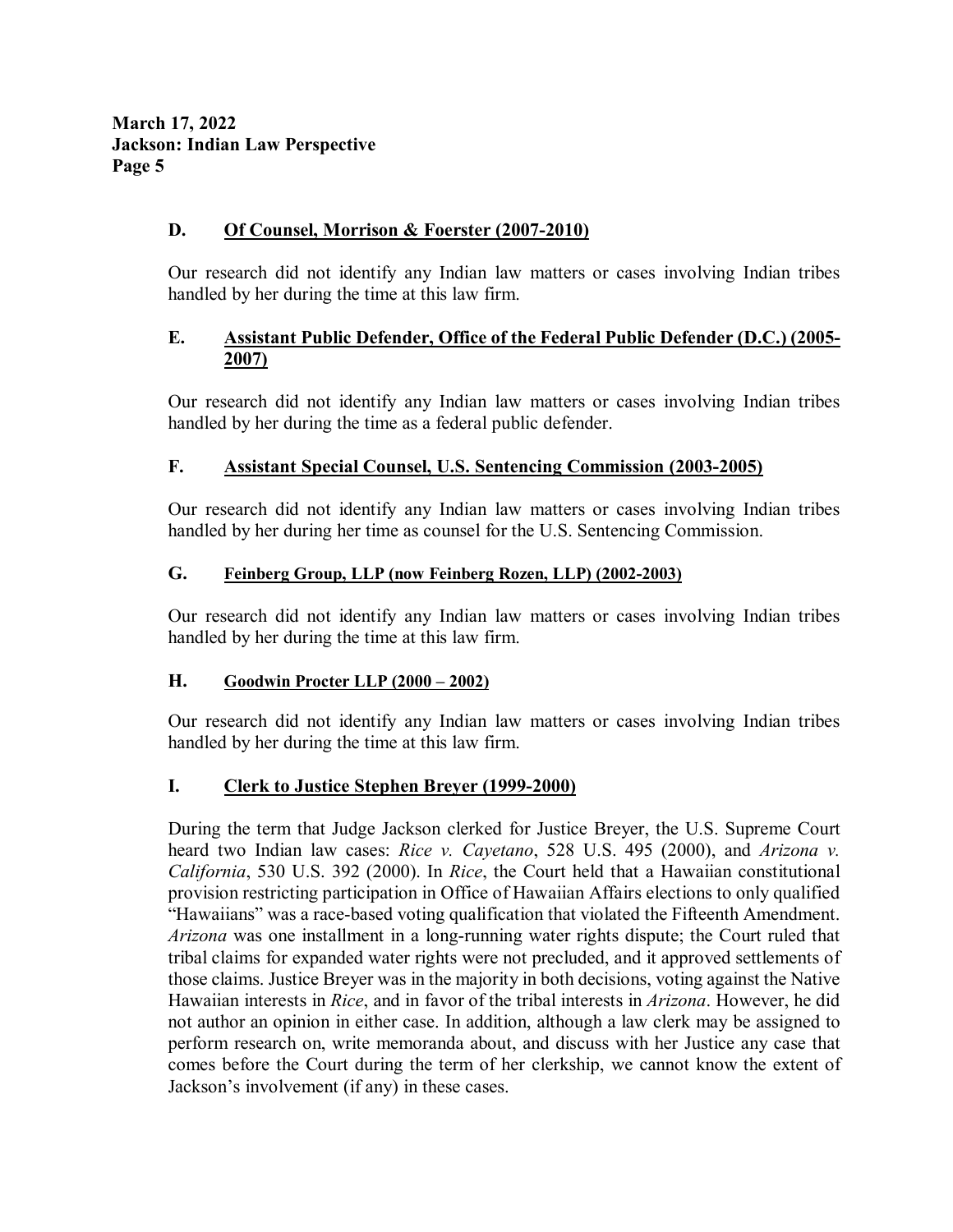### D. Of Counsel, Morrison & Foerster (2007-2010)

Our research did not identify any Indian law matters or cases involving Indian tribes handled by her during the time at this law firm.

### E. Assistant Public Defender, Office of the Federal Public Defender (D.C.) (2005-2007)

Our research did not identify any Indian law matters or cases involving Indian tribes handled by her during the time as a federal public defender.

### F. Assistant Special Counsel, U.S. Sentencing Commission (2003-2005)

Our research did not identify any Indian law matters or cases involving Indian tribes handled by her during her time as counsel for the U.S. Sentencing Commission.

### G. Feinberg Group, LLP (now Feinberg Rozen, LLP) (2002-2003)

Our research did not identify any Indian law matters or cases involving Indian tribes handled by her during the time at this law firm.

### H. Goodwin Procter LLP (2000 – 2002)

Our research did not identify any Indian law matters or cases involving Indian tribes handled by her during the time at this law firm.

### I. Clerk to Justice Stephen Breyer (1999-2000)

During the term that Judge Jackson clerked for Justice Breyer, the U.S. Supreme Court heard two Indian law cases: *Rice v. Cayetano*, 528 U.S. 495 (2000), and *Arizona v. California*, 530 U.S. 392 (2000). In *Rice*, the Court held that a Hawaiian constitutional provision restricting participation in Office of Hawaiian Affairs elections to only qualified "Hawaiians" was a race-based voting qualification that violated the Fifteenth Amendment. *Arizona* was one installment in a long-running water rights dispute; the Court ruled that tribal claims for expanded water rights were not precluded, and it approved settlements of those claims. Justice Breyer was in the majority in both decisions, voting against the Native Hawaiian interests in *Rice*, and in favor of the tribal interests in *Arizona*. However, he did not author an opinion in either case. In addition, although a law clerk may be assigned to perform research on, write memoranda about, and discuss with her Justice any case that comes before the Court during the term of her clerkship, we cannot know the extent of Jackson's involvement (if any) in these cases.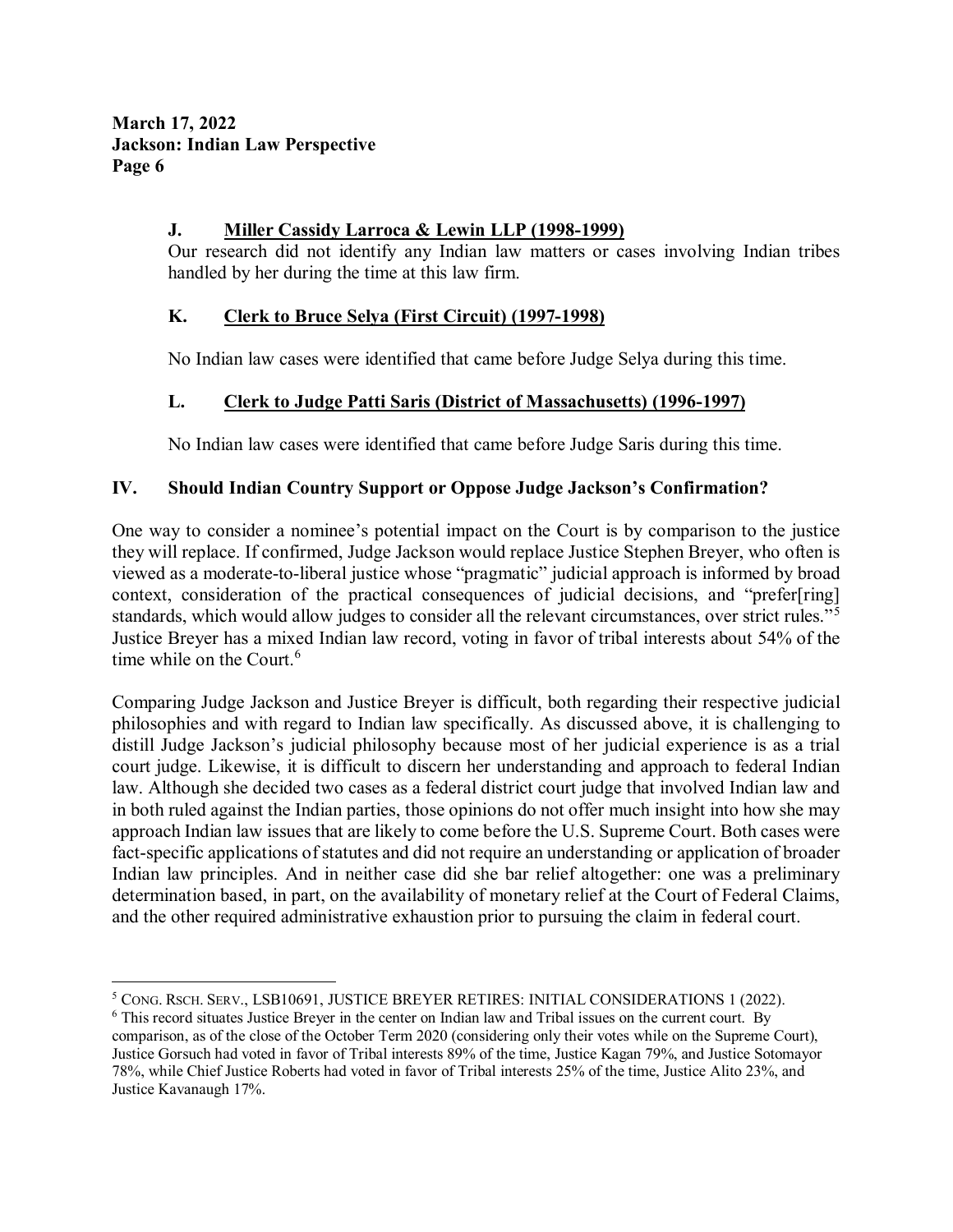### J. Miller Cassidy Larroca & Lewin LLP (1998-1999)

Our research did not identify any Indian law matters or cases involving Indian tribes handled by her during the time at this law firm.

### K. Clerk to Bruce Selya (First Circuit) (1997-1998)

No Indian law cases were identified that came before Judge Selya during this time.

### L. Clerk to Judge Patti Saris (District of Massachusetts) (1996-1997)

No Indian law cases were identified that came before Judge Saris during this time.

## IV. Should Indian Country Support or Oppose Judge Jackson's Confirmation?

One way to consider a nominee's potential impact on the Court is by comparison to the justice they will replace. If confirmed, Judge Jackson would replace Justice Stephen Breyer, who often is viewed as a moderate-to-liberal justice whose "pragmatic" judicial approach is informed by broad context, consideration of the practical consequences of judicial decisions, and "prefer[ring] standards, which would allow judges to consider all the relevant circumstances, over strict rules."[5] Justice Breyer has a mixed Indian law record, voting in favor of tribal interests about 54% of the time while on the Court.[6]

Comparing Judge Jackson and Justice Breyer is difficult, both regarding their respective judicial philosophies and with regard to Indian law specifically. As discussed above, it is challenging to distill Judge Jackson's judicial philosophy because most of her judicial experience is as a trial court judge. Likewise, it is difficult to discern her understanding and approach to federal Indian law. Although she decided two cases as a federal district court judge that involved Indian law and in both ruled against the Indian parties, those opinions do not offer much insight into how she may approach Indian law issues that are likely to come before the U.S. Supreme Court. Both cases were fact-specific applications of statutes and did not require an understanding or application of broader Indian law principles. And in neither case did she bar relief altogether: one was a preliminary determination based, in part, on the availability of monetary relief at the Court of Federal Claims, and the other required administrative exhaustion prior to pursuing the claim in federal court.

---

[5] CONG. RSCH. SERV., LSB10691, JUSTICE BREYER RETIRES: INITIAL CONSIDERATIONS 1 (2022).

[6] This record situates Justice Breyer in the center on Indian law and Tribal issues on the current court. By comparison, as of the close of the October Term 2020 (considering only their votes while on the Supreme Court), Justice Gorsuch had voted in favor of Tribal interests 89% of the time, Justice Kagan 79%, and Justice Sotomayor 78%, while Chief Justice Roberts had voted in favor of Tribal interests 25% of the time, Justice Alito 23%, and Justice Kavanaugh 17%.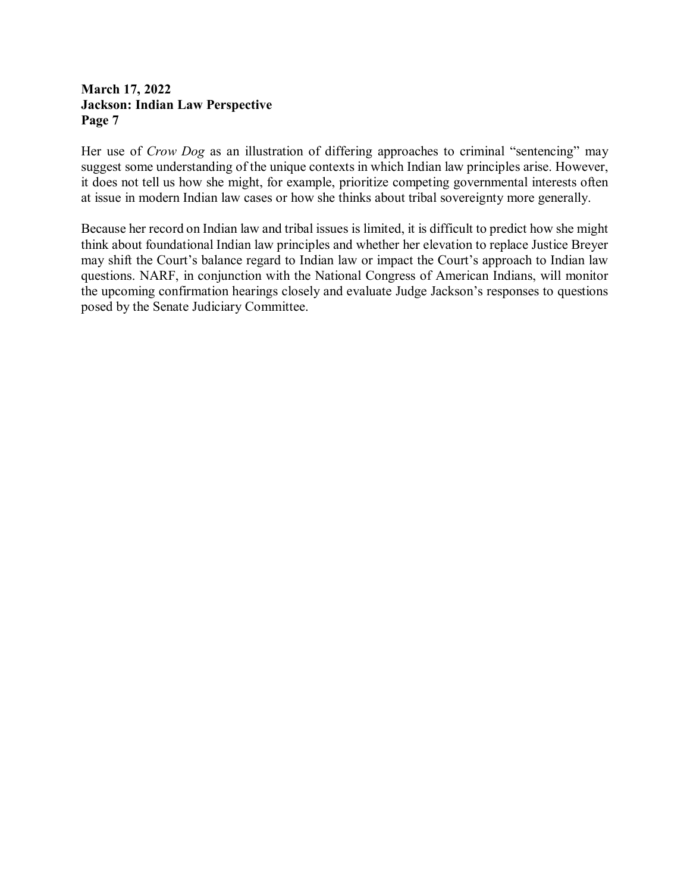Her use of *Crow Dog* as an illustration of differing approaches to criminal "sentencing" may suggest some understanding of the unique contexts in which Indian law principles arise. However, it does not tell us how she might, for example, prioritize competing governmental interests often at issue in modern Indian law cases or how she thinks about tribal sovereignty more generally.

Because her record on Indian law and tribal issues is limited, it is difficult to predict how she might think about foundational Indian law principles and whether her elevation to replace Justice Breyer may shift the Court's balance regard to Indian law or impact the Court's approach to Indian law questions. NARF, in conjunction with the National Congress of American Indians, will monitor the upcoming confirmation hearings closely and evaluate Judge Jackson's responses to questions posed by the Senate Judiciary Committee.